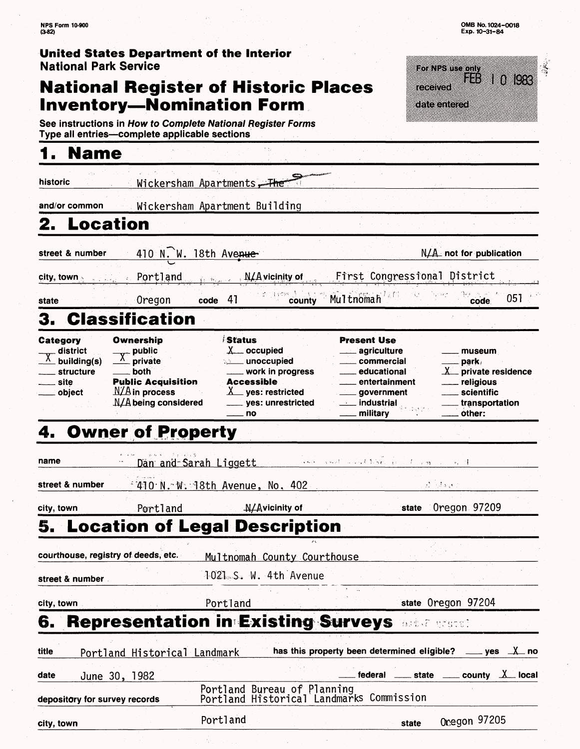NPS Form 10-900
(3-82)

OMB No. 1024-0018
Exp. 10-31-84

**United States Department of the Interior**
**National Park Service**

# National Register of Historic Places Inventory—Nomination Form

For NPS use only
received FEB 10 1983
date entered

See instructions in *How to Complete National Register Forms*
Type all entries—complete applicable sections

## 1. Name

historic: Wickersham Apartments, ~~The~~

and/or common: Wickersham Apartment Building

## 2. Location

street & number: 410 N.W. 18th Avenue — N/A not for publication

city, town: Portland — N/A vicinity of — First Congressional District

state: Oregon — code 41 — county: Multnomah — code 051

## 3. Classification

| Category | Ownership | Status | Present Use | |
|---|---|---|---|---|
| ___ district | ___ public | X occupied | ___ agriculture | ___ museum |
| X building(s) | X private | ___ unoccupied | ___ commercial | ___ park |
| ___ structure | ___ both | ___ work in progress | ___ educational | X private residence |
| ___ site | **Public Acquisition** | **Accessible** | ___ entertainment | ___ religious |
| ___ object | N/A in process | X yes: restricted | ___ government | ___ scientific |
| | N/A being considered | ___ yes: unrestricted | ___ industrial | ___ transportation |
| | | ___ no | ___ military | ___ other: |

## 4. Owner of Property

name: Dan and Sarah Liggett

street & number: 410 N.W. 18th Avenue, No. 402

city, town: Portland — N/A vicinity of — state: Oregon 97209

## 5. Location of Legal Description

courthouse, registry of deeds, etc.: Multnomah County Courthouse

street & number: 1021 S. W. 4th Avenue

city, town: Portland — state: Oregon 97204

## 6. Representation in Existing Surveys

title: Portland Historical Landmark — has this property been determined eligible? ___ yes X no

date: June 30, 1982 — ___ federal ___ state ___ county X local

depository for survey records: Portland Bureau of Planning
Portland Historical Landmarks Commission

city, town: Portland — state: Oregon 97205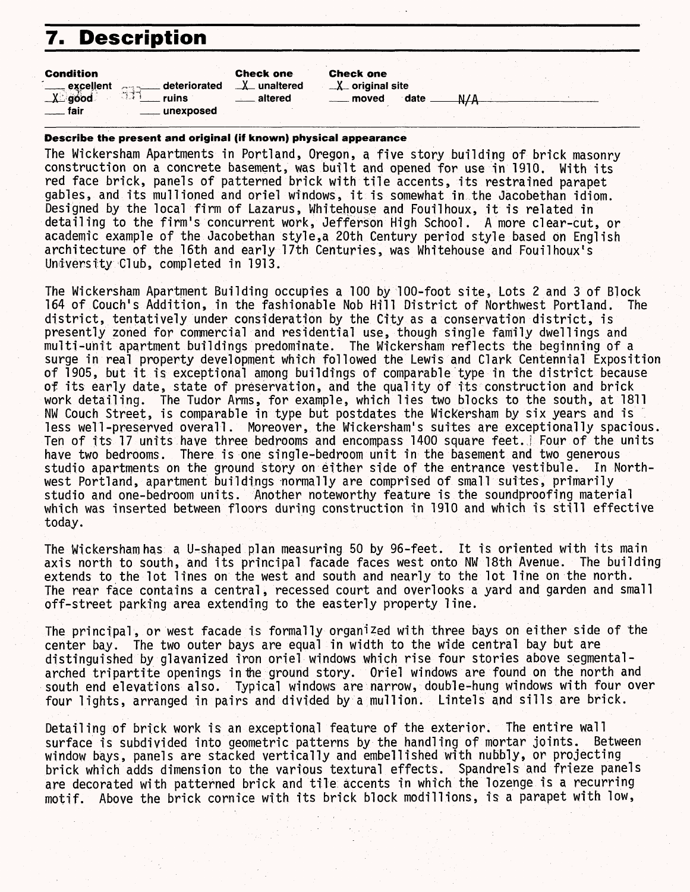# 7. Description

| Condition | | Check one | Check one |
|---|---|---|---|
| ___ excellent | ___ deteriorated | _X_ unaltered | _X_ original site |
| _X_ good | ___ ruins | ___ altered | ___ moved date N/A |
| ___ fair | ___ unexposed | | |

**Describe the present and original (if known) physical appearance**

The Wickersham Apartments in Portland, Oregon, a five story building of brick masonry construction on a concrete basement, was built and opened for use in 1910. With its red face brick, panels of patterned brick with tile accents, its restrained parapet gables, and its mullioned and oriel windows, it is somewhat in the Jacobethan idiom. Designed by the local firm of Lazarus, Whitehouse and Fouilhoux, it is related in detailing to the firm's concurrent work, Jefferson High School. A more clear-cut, or academic example of the Jacobethan style,a 20th Century period style based on English architecture of the 16th and early 17th Centuries, was Whitehouse and Fouilhoux's University Club, completed in 1913.

The Wickersham Apartment Building occupies a 100 by 100-foot site, Lots 2 and 3 of Block 164 of Couch's Addition, in the fashionable Nob Hill District of Northwest Portland. The district, tentatively under consideration by the City as a conservation district, is presently zoned for commercial and residential use, though single family dwellings and multi-unit apartment buildings predominate. The Wickersham reflects the beginning of a surge in real property development which followed the Lewis and Clark Centennial Exposition of 1905, but it is exceptional among buildings of comparable type in the district because of its early date, state of preservation, and the quality of its construction and brick work detailing. The Tudor Arms, for example, which lies two blocks to the south, at 1811 NW Couch Street, is comparable in type but postdates the Wickersham by six years and is less well-preserved overall. Moreover, the Wickersham's suites are exceptionally spacious. Ten of its 17 units have three bedrooms and encompass 1400 square feet. Four of the units have two bedrooms. There is one single-bedroom unit in the basement and two generous studio apartments on the ground story on either side of the entrance vestibule. In Northwest Portland, apartment buildings normally are comprised of small suites, primarily studio and one-bedroom units. Another noteworthy feature is the soundproofing material which was inserted between floors during construction in 1910 and which is still effective today.

The Wickersham has a U-shaped plan measuring 50 by 96-feet. It is oriented with its main axis north to south, and its principal facade faces west onto NW 18th Avenue. The building extends to the lot lines on the west and south and nearly to the lot line on the north. The rear face contains a central, recessed court and overlooks a yard and garden and small off-street parking area extending to the easterly property line.

The principal, or west facade is formally organized with three bays on either side of the center bay. The two outer bays are equal in width to the wide central bay but are distinguished by glavanized iron oriel windows which rise four stories above segmental-arched tripartite openings in the ground story. Oriel windows are found on the north and south end elevations also. Typical windows are narrow, double-hung windows with four over four lights, arranged in pairs and divided by a mullion. Lintels and sills are brick.

Detailing of brick work is an exceptional feature of the exterior. The entire wall surface is subdivided into geometric patterns by the handling of mortar joints. Between window bays, panels are stacked vertically and embellished with nubbly, or projecting brick which adds dimension to the various textural effects. Spandrels and frieze panels are decorated with patterned brick and tile accents in which the lozenge is a recurring motif. Above the brick cornice with its brick block modillions, is a parapet with low,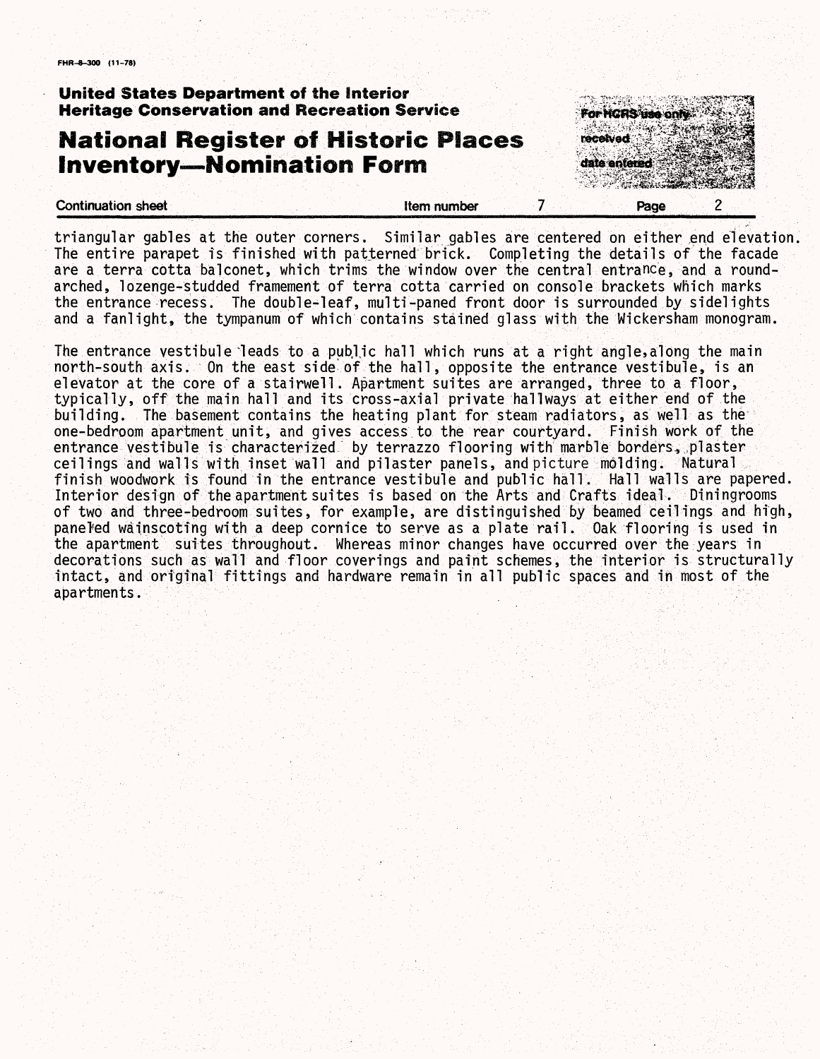triangular gables at the outer corners. Similar gables are centered on either end elevation. The entire parapet is finished with patterned brick. Completing the details of the facade are a terra cotta balconet, which trims the window over the central entrance, and a round-arched, lozenge-studded framement of terra cotta carried on console brackets which marks the entrance recess. The double-leaf, multi-paned front door is surrounded by sidelights and a fanlight, the tympanum of which contains stained glass with the Wickersham monogram.

The entrance vestibule leads to a public hall which runs at a right angle, along the main north-south axis. On the east side of the hall, opposite the entrance vestibule, is an elevator at the core of a stairwell. Apartment suites are arranged, three to a floor, typically, off the main hall and its cross-axial private hallways at either end of the building. The basement contains the heating plant for steam radiators, as well as the one-bedroom apartment unit, and gives access to the rear courtyard. Finish work of the entrance vestibule is characterized by terrazzo flooring with marble borders, plaster ceilings and walls with inset wall and pilaster panels, and picture molding. Natural finish woodwork is found in the entrance vestibule and public hall. Hall walls are papered. Interior design of the apartment suites is based on the Arts and Crafts ideal. Diningrooms of two and three-bedroom suites, for example, are distinguished by beamed ceilings and high, paneled wainscoting with a deep cornice to serve as a plate rail. Oak flooring is used in the apartment suites throughout. Whereas minor changes have occurred over the years in decorations such as wall and floor coverings and paint schemes, the interior is structurally intact, and original fittings and hardware remain in all public spaces and in most of the apartments.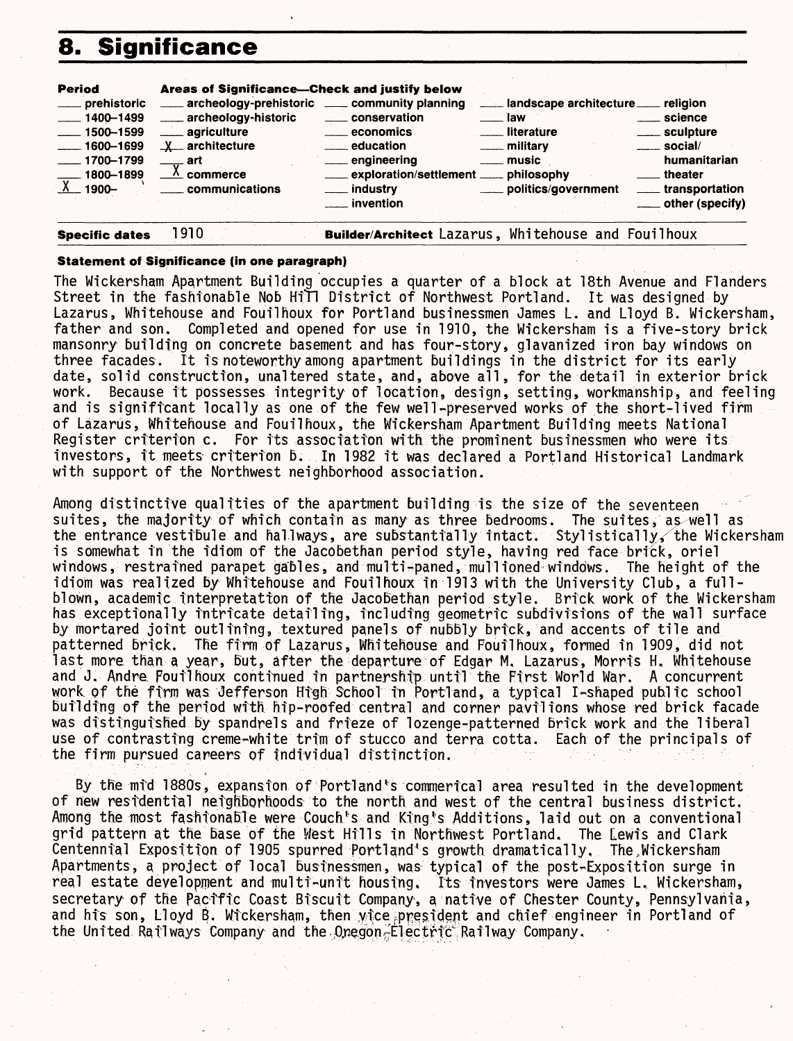# 8. Significance

| Period | Areas of Significance—Check and justify below | | | |
|---|---|---|---|---|
| ___ prehistoric | ___ archeology-prehistoric | ___ community planning | ___ landscape architecture | ___ religion |
| ___ 1400–1499 | ___ archeology-historic | ___ conservation | ___ law | ___ science |
| ___ 1500–1599 | ___ agriculture | ___ economics | ___ literature | ___ sculpture |
| ___ 1600–1699 | _X_ architecture | ___ education | ___ military | ___ social/ humanitarian |
| ___ 1700–1799 | ___ art | ___ engineering | ___ music | ___ theater |
| ___ 1800–1899 | _X_ commerce | ___ exploration/settlement | ___ philosophy | ___ transportation |
| _X_ 1900– | ___ communications | ___ industry | ___ politics/government | ___ other (specify) |
| | | ___ invention | | |

**Specific dates** 1910 **Builder/Architect** Lazarus, Whitehouse and Fouilhoux

**Statement of Significance (in one paragraph)**

The Wickersham Apartment Building occupies a quarter of a block at 18th Avenue and Flanders Street in the fashionable Nob Hill District of Northwest Portland. It was designed by Lazarus, Whitehouse and Fouilhoux for Portland businessmen James L. and Lloyd B. Wickersham, father and son. Completed and opened for use in 1910, the Wickersham is a five-story brick mansonry building on concrete basement and has four-story, glavanized iron bay windows on three facades. It is noteworthy among apartment buildings in the district for its early date, solid construction, unaltered state, and, above all, for the detail in exterior brick work. Because it possesses integrity of location, design, setting, workmanship, and feeling and is significant locally as one of the few well-preserved works of the short-lived firm of Lazarus, Whitehouse and Fouilhoux, the Wickersham Apartment Building meets National Register criterion c. For its association with the prominent businessmen who were its investors, it meets criterion b. In 1982 it was declared a Portland Historical Landmark with support of the Northwest neighborhood association.

Among distinctive qualities of the apartment building is the size of the seventeen suites, the majority of which contain as many as three bedrooms. The suites, as well as the entrance vestibule and hallways, are substantially intact. Stylistically, the Wickersham is somewhat in the idiom of the Jacobethan period style, having red face brick, oriel windows, restrained parapet gables, and multi-paned, mullioned windows. The height of the idiom was realized by Whitehouse and Fouilhoux in 1913 with the University Club, a full-blown, academic interpretation of the Jacobethan period style. Brick work of the Wickersham has exceptionally intricate detailing, including geometric subdivisions of the wall surface by mortared joint outlining, textured panels of nubbly brick, and accents of tile and patterned brick. The firm of Lazarus, Whitehouse and Fouilhoux, formed in 1909, did not last more than a year, but, after the departure of Edgar M. Lazarus, Morris H. Whitehouse and J. Andre Fouilhoux continued in partnership until the First World War. A concurrent work of the firm was Jefferson High School in Portland, a typical I-shaped public school building of the period with hip-roofed central and corner pavilions whose red brick facade was distinguished by spandrels and frieze of lozenge-patterned brick work and the liberal use of contrasting creme-white trim of stucco and terra cotta. Each of the principals of the firm pursued careers of individual distinction.

By the mid 1880s, expansion of Portland's commerical area resulted in the development of new residential neighborhoods to the north and west of the central business district. Among the most fashionable were Couch's and King's Additions, laid out on a conventional grid pattern at the base of the West Hills in Northwest Portland. The Lewis and Clark Centennial Exposition of 1905 spurred Portland's growth dramatically. The Wickersham Apartments, a project of local businessmen, was typical of the post-Exposition surge in real estate development and multi-unit housing. Its investors were James L. Wickersham, secretary of the Pacific Coast Biscuit Company, a native of Chester County, Pennsylvania, and his son, Lloyd B. Wickersham, then vice president and chief engineer in Portland of the United Railways Company and the Oregon-Electric Railway Company.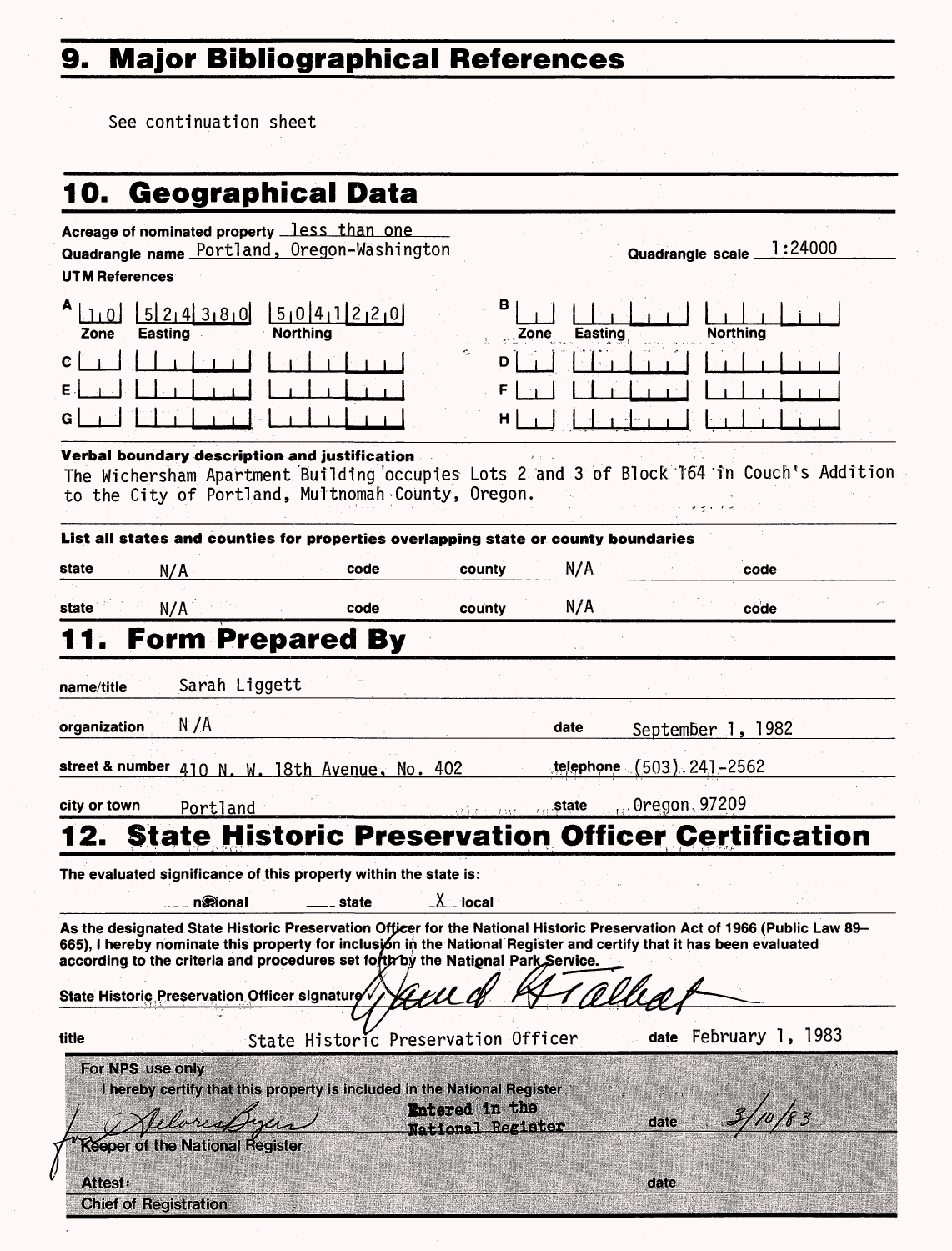## 9. Major Bibliographical References

See continuation sheet

## 10. Geographical Data

Acreage of nominated property less than one

Quadrangle name Portland, Oregon-Washington

Quadrangle scale 1:24000

UTM References

| | Zone | Easting | Northing |
|---|---|---|---|
| A | 10 | 524380 | 5041220 |
| B | | | |
| C | | | |
| D | | | |
| E | | | |
| F | | | |
| G | | | |
| H | | | |

**Verbal boundary description and justification**

The Wichersham Apartment Building occupies Lots 2 and 3 of Block 164 in Couch's Addition to the City of Portland, Multnomah County, Oregon.

**List all states and counties for properties overlapping state or county boundaries**

| state | | code | county | | code |
|---|---|---|---|---|---|
| state | N/A | code | county | N/A | code |
| state | N/A | code | county | N/A | code |

## 11. Form Prepared By

name/title Sarah Liggett

organization N/A

date September 1, 1982

street & number 410 N. W. 18th Avenue, No. 402

telephone (503) 241-2562

city or town Portland

state Oregon 97209

## 12. State Historic Preservation Officer Certification

The evaluated significance of this property within the state is:

___ national ___ state _X_ local

As the designated State Historic Preservation Officer for the National Historic Preservation Act of 1966 (Public Law 89-665), I hereby nominate this property for inclusion in the National Register and certify that it has been evaluated according to the criteria and procedures set forth by the National Park Service.

State Historic Preservation Officer signature [signature]

title State Historic Preservation Officer

date February 1, 1983

For NPS use only

I hereby certify that this property is included in the National Register

Entered in the National Register

[signature] for Keeper of the National Register

date 3/10/83

Attest:

date

Chief of Registration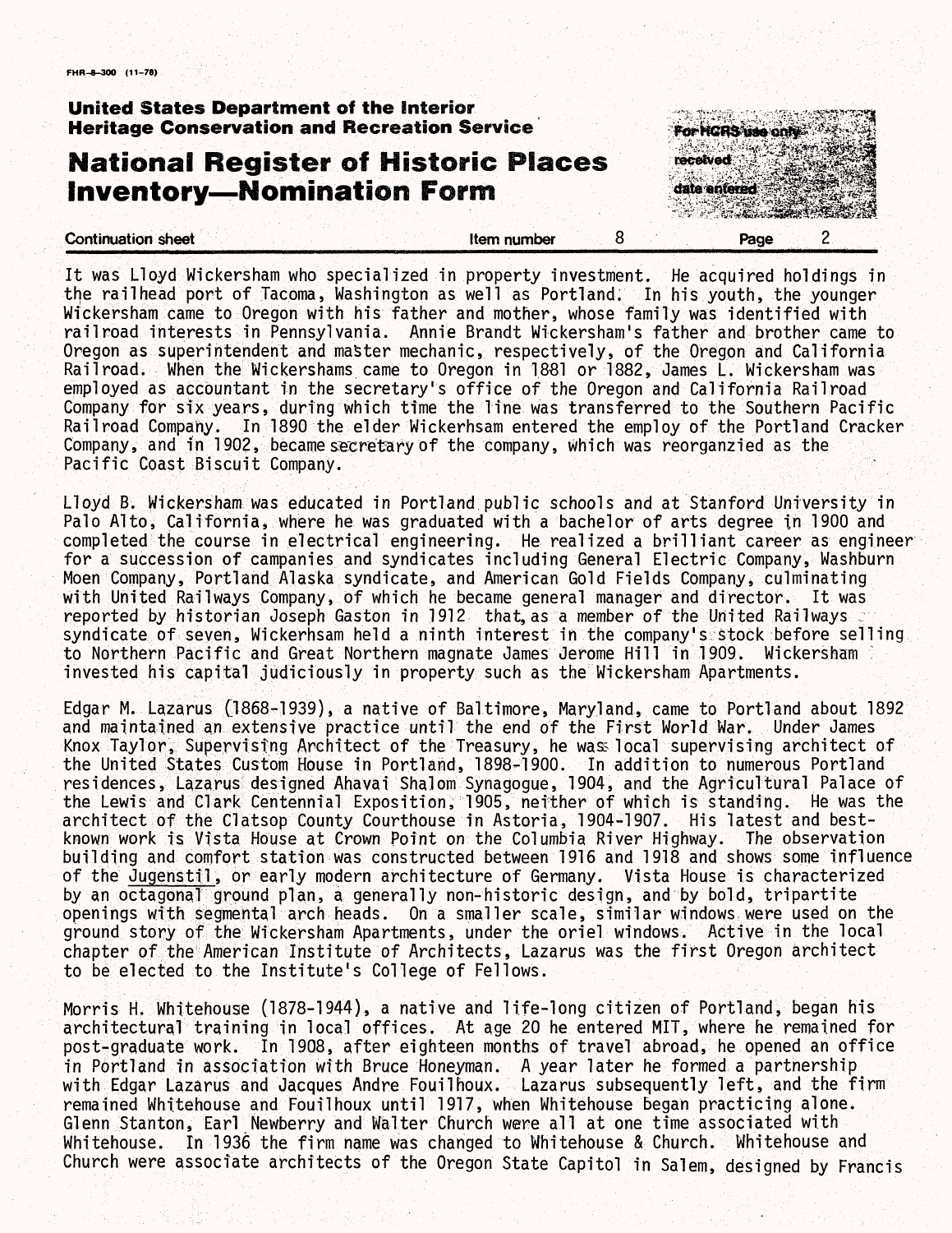It was Lloyd Wickersham who specialized in property investment. He acquired holdings in the railhead port of Tacoma, Washington as well as Portland. In his youth, the younger Wickersham came to Oregon with his father and mother, whose family was identified with railroad interests in Pennsylvania. Annie Brandt Wickersham's father and brother came to Oregon as superintendent and master mechanic, respectively, of the Oregon and California Railroad. When the Wickershams came to Oregon in 1881 or 1882, James L. Wickersham was employed as accountant in the secretary's office of the Oregon and California Railroad Company for six years, during which time the line was transferred to the Southern Pacific Railroad Company. In 1890 the elder Wickerhsam entered the employ of the Portland Cracker Company, and in 1902, became secretary of the company, which was reorganzied as the Pacific Coast Biscuit Company.

Lloyd B. Wickersham was educated in Portland public schools and at Stanford University in Palo Alto, California, where he was graduated with a bachelor of arts degree in 1900 and completed the course in electrical engineering. He realized a brilliant career as engineer for a succession of campanies and syndicates including General Electric Company, Washburn Moen Company, Portland Alaska syndicate, and American Gold Fields Company, culminating with United Railways Company, of which he became general manager and director. It was reported by historian Joseph Gaston in 1912 that, as a member of the United Railways syndicate of seven, Wickerhsam held a ninth interest in the company's stock before selling to Northern Pacific and Great Northern magnate James Jerome Hill in 1909. Wickersham invested his capital judiciously in property such as the Wickersham Apartments.

Edgar M. Lazarus (1868-1939), a native of Baltimore, Maryland, came to Portland about 1892 and maintained an extensive practice until the end of the First World War. Under James Knox Taylor, Supervising Architect of the Treasury, he was local supervising architect of the United States Custom House in Portland, 1898-1900. In addition to numerous Portland residences, Lazarus designed Ahavai Shalom Synagogue, 1904, and the Agricultural Palace of the Lewis and Clark Centennial Exposition, 1905, neither of which is standing. He was the architect of the Clatsop County Courthouse in Astoria, 1904-1907. His latest and best-known work is Vista House at Crown Point on the Columbia River Highway. The observation building and comfort station was constructed between 1916 and 1918 and shows some influence of the Jugenstil, or early modern architecture of Germany. Vista House is characterized by an octagonal ground plan, a generally non-historic design, and by bold, tripartite openings with segmental arch heads. On a smaller scale, similar windows were used on the ground story of the Wickersham Apartments, under the oriel windows. Active in the local chapter of the American Institute of Architects, Lazarus was the first Oregon architect to be elected to the Institute's College of Fellows.

Morris H. Whitehouse (1878-1944), a native and life-long citizen of Portland, began his architectural training in local offices. At age 20 he entered MIT, where he remained for post-graduate work. In 1908, after eighteen months of travel abroad, he opened an office in Portland in association with Bruce Honeyman. A year later he formed a partnership with Edgar Lazarus and Jacques Andre Fouilhoux. Lazarus subsequently left, and the firm remained Whitehouse and Fouilhoux until 1917, when Whitehouse began practicing alone. Glenn Stanton, Earl Newberry and Walter Church were all at one time associated with Whitehouse. In 1936 the firm name was changed to Whitehouse & Church. Whitehouse and Church were associate architects of the Oregon State Capitol in Salem, designed by Francis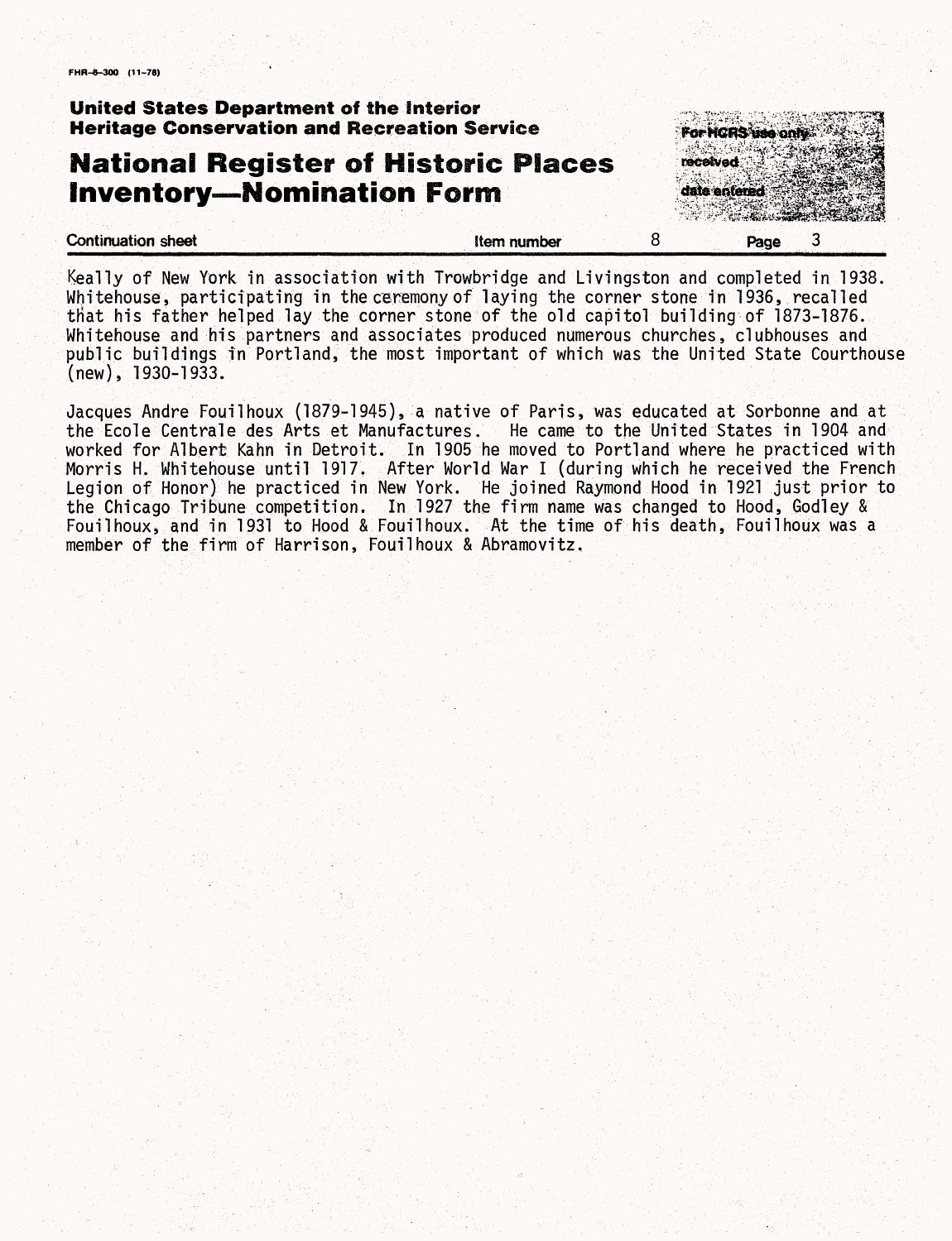Keally of New York in association with Trowbridge and Livingston and completed in 1938. Whitehouse, participating in the ceremony of laying the corner stone in 1936, recalled that his father helped lay the corner stone of the old capitol building of 1873-1876. Whitehouse and his partners and associates produced numerous churches, clubhouses and public buildings in Portland, the most important of which was the United State Courthouse (new), 1930-1933.

Jacques Andre Fouilhoux (1879-1945), a native of Paris, was educated at Sorbonne and at the Ecole Centrale des Arts et Manufactures. He came to the United States in 1904 and worked for Albert Kahn in Detroit. In 1905 he moved to Portland where he practiced with Morris H. Whitehouse until 1917. After World War I (during which he received the French Legion of Honor) he practiced in New York. He joined Raymond Hood in 1921 just prior to the Chicago Tribune competition. In 1927 the firm name was changed to Hood, Godley & Fouilhoux, and in 1931 to Hood & Fouilhoux. At the time of his death, Fouilhoux was a member of the firm of Harrison, Fouilhoux & Abramovitz.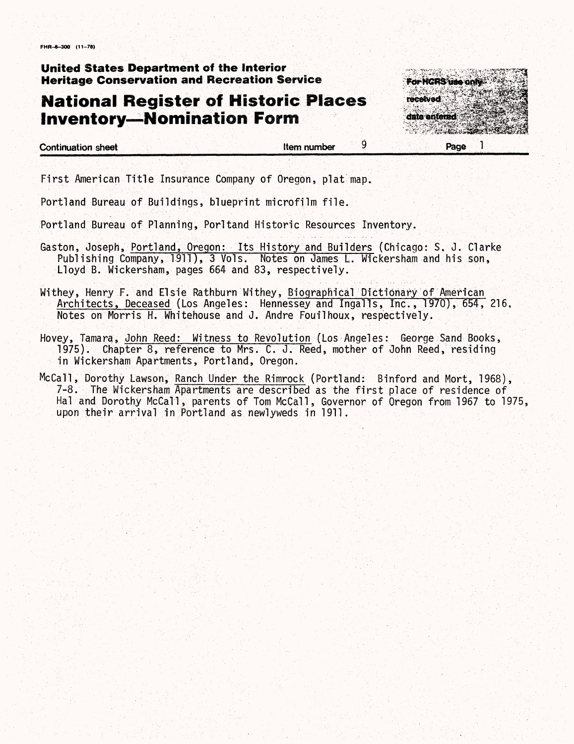FHR-8-300 (11-78)

**United States Department of the Interior**
**Heritage Conservation and Recreation Service**

# National Register of Historic Places Inventory—Nomination Form

For HCRS use only
received
date entered

**Continuation sheet** — Item number 9 — Page 1

First American Title Insurance Company of Oregon, plat map.

Portland Bureau of Buildings, blueprint microfilm file.

Portland Bureau of Planning, Porltand Historic Resources Inventory.

Gaston, Joseph, Portland, Oregon: Its History and Builders (Chicago: S. J. Clarke Publishing Company, 1911), 3 Vols. Notes on James L. Wickersham and his son, Lloyd B. Wickersham, pages 664 and 83, respectively.

Withey, Henry F. and Elsie Rathburn Withey, Biographical Dictionary of American Architects, Deceased (Los Angeles: Hennessey and Ingalls, Inc., 1970), 654, 216. Notes on Morris H. Whitehouse and J. Andre Fouilhoux, respectively.

Hovey, Tamara, John Reed: Witness to Revolution (Los Angeles: George Sand Books, 1975). Chapter 8, reference to Mrs. C. J. Reed, mother of John Reed, residing in Wickersham Apartments, Portland, Oregon.

McCall, Dorothy Lawson, Ranch Under the Rimrock (Portland: Binford and Mort, 1968), 7-8. The Wickersham Apartments are described as the first place of residence of Hal and Dorothy McCall, parents of Tom McCall, Governor of Oregon from 1967 to 1975, upon their arrival in Portland as newlyweds in 1911.